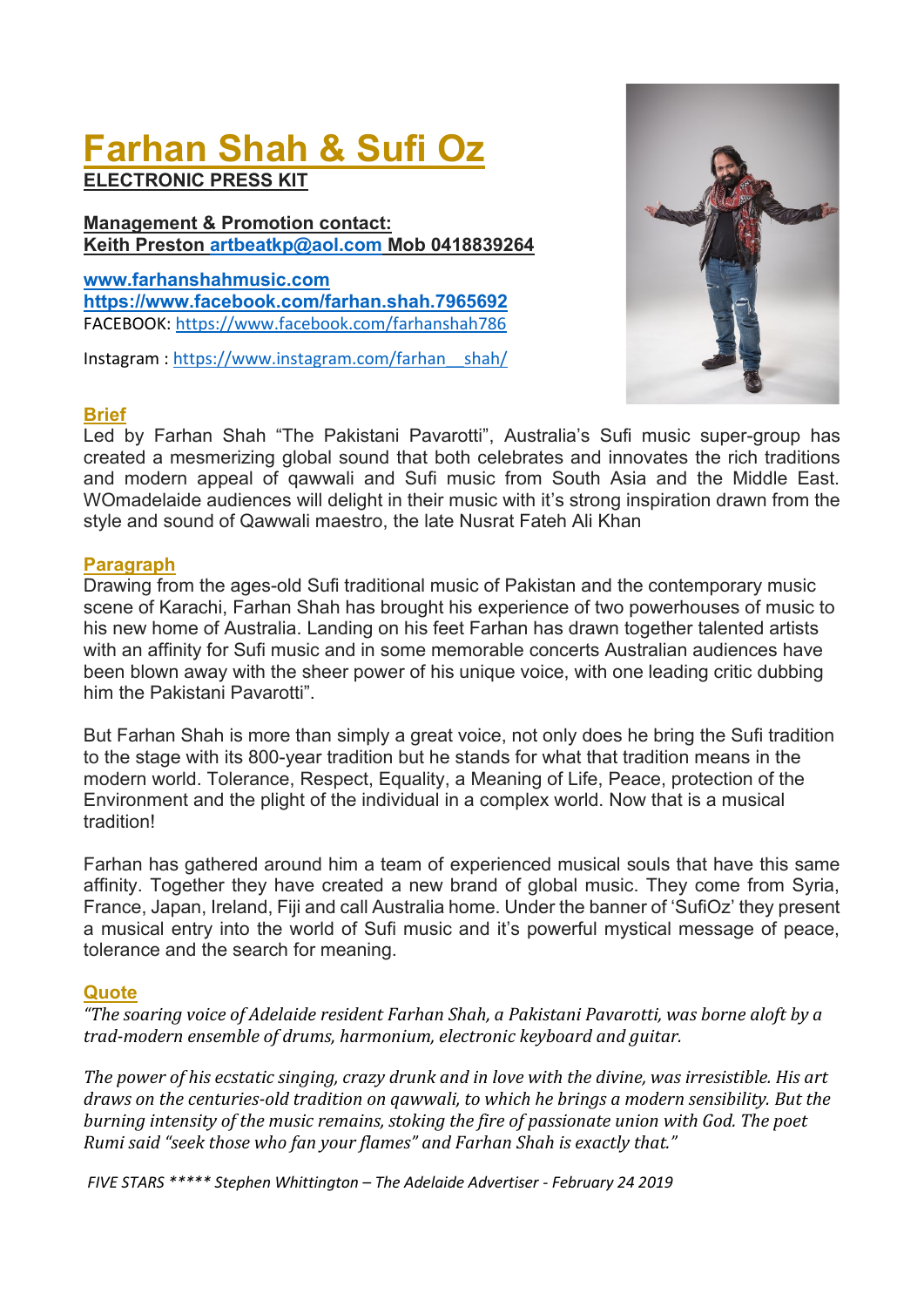# Farhan Shah & Sufi Oz

**ELECTRONIC PRESS KIT**

**Management & Promotion contact:**
**Keith Preston artbeatkp@aol.com Mob 0418839264**

**www.farhanshahmusic.com**
**https://www.facebook.com/farhan.shah.7965692**
FACEBOOK: https://www.facebook.com/farhanshah786

Instagram : https://www.instagram.com/farhan__shah/

## Brief

Led by Farhan Shah "The Pakistani Pavarotti", Australia's Sufi music super-group has created a mesmerizing global sound that both celebrates and innovates the rich traditions and modern appeal of qawwali and Sufi music from South Asia and the Middle East. WOmadelaide audiences will delight in their music with it's strong inspiration drawn from the style and sound of Qawwali maestro, the late Nusrat Fateh Ali Khan

## Paragraph

Drawing from the ages-old Sufi traditional music of Pakistan and the contemporary music scene of Karachi, Farhan Shah has brought his experience of two powerhouses of music to his new home of Australia. Landing on his feet Farhan has drawn together talented artists with an affinity for Sufi music and in some memorable concerts Australian audiences have been blown away with the sheer power of his unique voice, with one leading critic dubbing him the Pakistani Pavarotti".

But Farhan Shah is more than simply a great voice, not only does he bring the Sufi tradition to the stage with its 800-year tradition but he stands for what that tradition means in the modern world. Tolerance, Respect, Equality, a Meaning of Life, Peace, protection of the Environment and the plight of the individual in a complex world. Now that is a musical tradition!

Farhan has gathered around him a team of experienced musical souls that have this same affinity. Together they have created a new brand of global music. They come from Syria, France, Japan, Ireland, Fiji and call Australia home. Under the banner of 'SufiOz' they present a musical entry into the world of Sufi music and it's powerful mystical message of peace, tolerance and the search for meaning.

## Quote

*"The soaring voice of Adelaide resident Farhan Shah, a Pakistani Pavarotti, was borne aloft by a trad-modern ensemble of drums, harmonium, electronic keyboard and guitar.*

*The power of his ecstatic singing, crazy drunk and in love with the divine, was irresistible. His art draws on the centuries-old tradition on qawwali, to which he brings a modern sensibility. But the burning intensity of the music remains, stoking the fire of passionate union with God. The poet Rumi said "seek those who fan your flames" and Farhan Shah is exactly that."*

*FIVE STARS ***** Stephen Whittington – The Adelaide Advertiser - February 24 2019*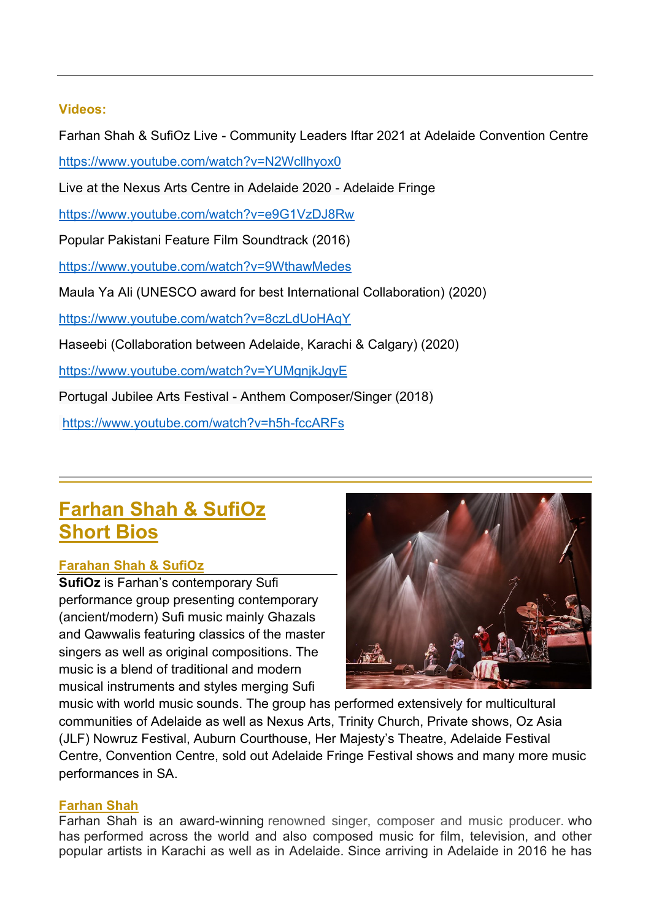**Videos:**

Farhan Shah & SufiOz Live - Community Leaders Iftar 2021 at Adelaide Convention Centre

https://www.youtube.com/watch?v=N2Wcllhyox0

Live at the Nexus Arts Centre in Adelaide 2020 - Adelaide Fringe

https://www.youtube.com/watch?v=e9G1VzDJ8Rw

Popular Pakistani Feature Film Soundtrack (2016)

https://www.youtube.com/watch?v=9WthawMedes

Maula Ya Ali (UNESCO award for best International Collaboration) (2020)

https://www.youtube.com/watch?v=8czLdUoHAqY

Haseebi (Collaboration between Adelaide, Karachi & Calgary) (2020)

https://www.youtube.com/watch?v=YUMgnjkJgyE

Portugal Jubilee Arts Festival - Anthem Composer/Singer (2018)

https://www.youtube.com/watch?v=h5h-fccARFs

---

# Farhan Shah & SufiOz Short Bios

### Farahan Shah & SufiOz

**SufiOz** is Farhan's contemporary Sufi performance group presenting contemporary (ancient/modern) Sufi music mainly Ghazals and Qawwalis featuring classics of the master singers as well as original compositions. The music is a blend of traditional and modern musical instruments and styles merging Sufi music with world music sounds. The group has performed extensively for multicultural communities of Adelaide as well as Nexus Arts, Trinity Church, Private shows, Oz Asia (JLF) Nowruz Festival, Auburn Courthouse, Her Majesty's Theatre, Adelaide Festival Centre, Convention Centre, sold out Adelaide Fringe Festival shows and many more music performances in SA.

### Farhan Shah

Farhan Shah is an award-winning renowned singer, composer and music producer. who has performed across the world and also composed music for film, television, and other popular artists in Karachi as well as in Adelaide. Since arriving in Adelaide in 2016 he has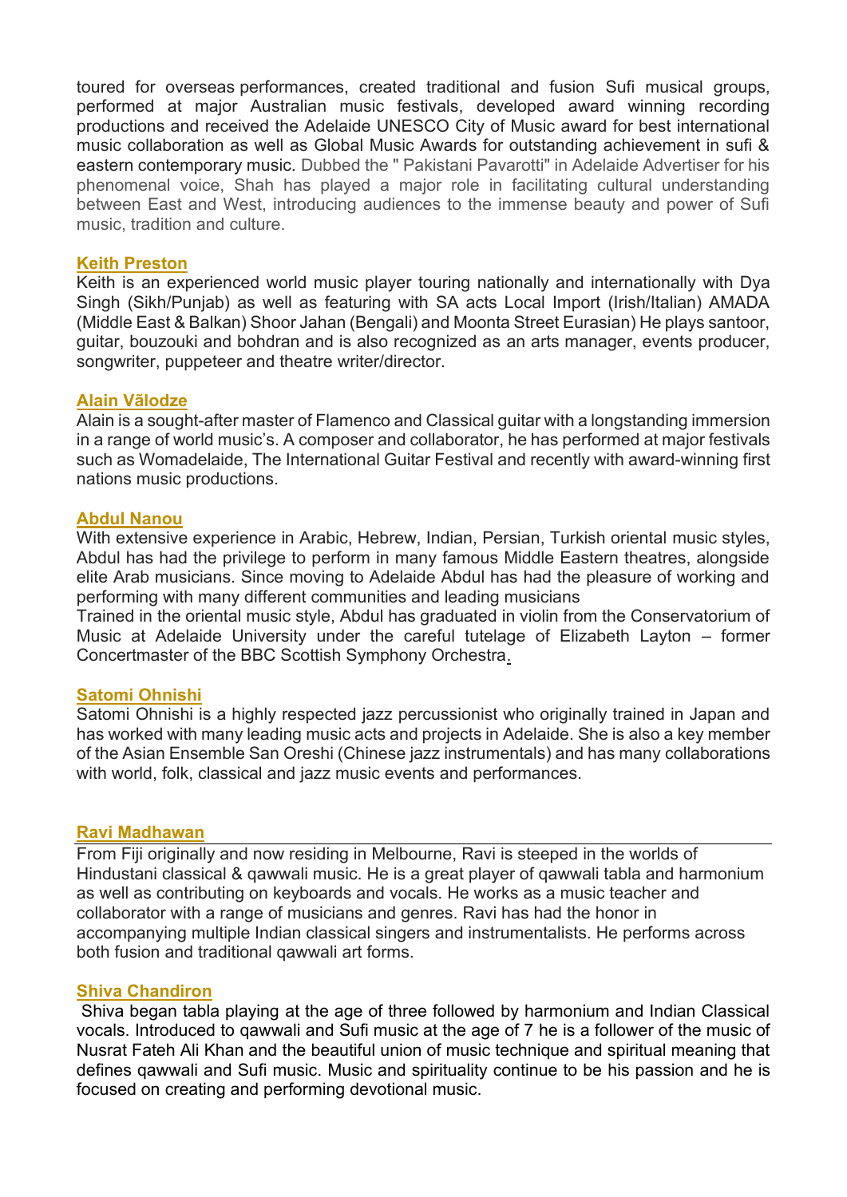toured for overseas performances, created traditional and fusion Sufi musical groups, performed at major Australian music festivals, developed award winning recording productions and received the Adelaide UNESCO City of Music award for best international music collaboration as well as Global Music Awards for outstanding achievement in sufi & eastern contemporary music. Dubbed the " Pakistani Pavarotti" in Adelaide Advertiser for his phenomenal voice, Shah has played a major role in facilitating cultural understanding between East and West, introducing audiences to the immense beauty and power of Sufi music, tradition and culture.

**Keith Preston**

Keith is an experienced world music player touring nationally and internationally with Dya Singh (Sikh/Punjab) as well as featuring with SA acts Local Import (Irish/Italian) AMADA (Middle East & Balkan) Shoor Jahan (Bengali) and Moonta Street Eurasian) He plays santoor, guitar, bouzouki and bohdran and is also recognized as an arts manager, events producer, songwriter, puppeteer and theatre writer/director.

**Alain Vālodze**

Alain is a sought-after master of Flamenco and Classical guitar with a longstanding immersion in a range of world music's. A composer and collaborator, he has performed at major festivals such as Womadelaide, The International Guitar Festival and recently with award-winning first nations music productions.

**Abdul Nanou**

With extensive experience in Arabic, Hebrew, Indian, Persian, Turkish oriental music styles, Abdul has had the privilege to perform in many famous Middle Eastern theatres, alongside elite Arab musicians. Since moving to Adelaide Abdul has had the pleasure of working and performing with many different communities and leading musicians

Trained in the oriental music style, Abdul has graduated in violin from the Conservatorium of Music at Adelaide University under the careful tutelage of Elizabeth Layton – former Concertmaster of the BBC Scottish Symphony Orchestra.

**Satomi Ohnishi**

Satomi Ohnishi is a highly respected jazz percussionist who originally trained in Japan and has worked with many leading music acts and projects in Adelaide. She is also a key member of the Asian Ensemble San Oreshi (Chinese jazz instrumentals) and has many collaborations with world, folk, classical and jazz music events and performances.

**Ravi Madhawan**

From Fiji originally and now residing in Melbourne, Ravi is steeped in the worlds of Hindustani classical & qawwali music. He is a great player of qawwali tabla and harmonium as well as contributing on keyboards and vocals. He works as a music teacher and collaborator with a range of musicians and genres. Ravi has had the honor in accompanying multiple Indian classical singers and instrumentalists. He performs across both fusion and traditional qawwali art forms.

**Shiva Chandiron**

Shiva began tabla playing at the age of three followed by harmonium and Indian Classical vocals. Introduced to qawwali and Sufi music at the age of 7 he is a follower of the music of Nusrat Fateh Ali Khan and the beautiful union of music technique and spiritual meaning that defines qawwali and Sufi music. Music and spirituality continue to be his passion and he is focused on creating and performing devotional music.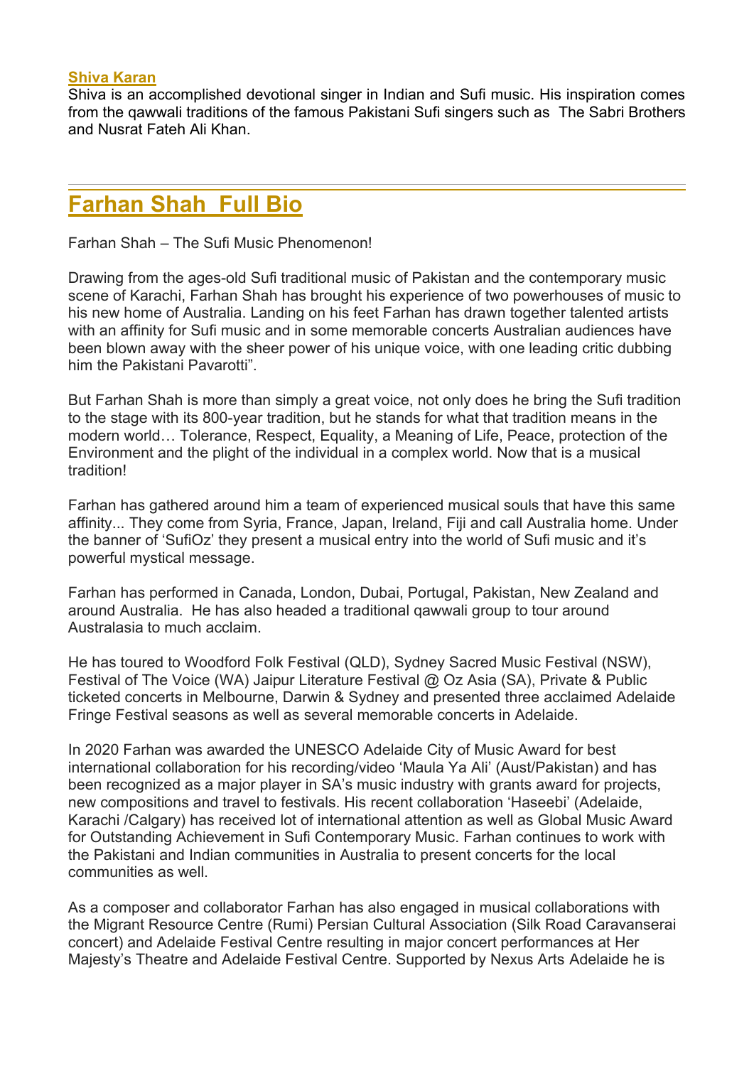**Shiva Karan**
Shiva is an accomplished devotional singer in Indian and Sufi music. His inspiration comes from the qawwali traditions of the famous Pakistani Sufi singers such as The Sabri Brothers and Nusrat Fateh Ali Khan.

---

## Farhan Shah Full Bio

Farhan Shah – The Sufi Music Phenomenon!

Drawing from the ages-old Sufi traditional music of Pakistan and the contemporary music scene of Karachi, Farhan Shah has brought his experience of two powerhouses of music to his new home of Australia. Landing on his feet Farhan has drawn together talented artists with an affinity for Sufi music and in some memorable concerts Australian audiences have been blown away with the sheer power of his unique voice, with one leading critic dubbing him the Pakistani Pavarotti".

But Farhan Shah is more than simply a great voice, not only does he bring the Sufi tradition to the stage with its 800-year tradition, but he stands for what that tradition means in the modern world… Tolerance, Respect, Equality, a Meaning of Life, Peace, protection of the Environment and the plight of the individual in a complex world. Now that is a musical tradition!

Farhan has gathered around him a team of experienced musical souls that have this same affinity... They come from Syria, France, Japan, Ireland, Fiji and call Australia home. Under the banner of 'SufiOz' they present a musical entry into the world of Sufi music and it's powerful mystical message.

Farhan has performed in Canada, London, Dubai, Portugal, Pakistan, New Zealand and around Australia. He has also headed a traditional qawwali group to tour around Australasia to much acclaim.

He has toured to Woodford Folk Festival (QLD), Sydney Sacred Music Festival (NSW), Festival of The Voice (WA) Jaipur Literature Festival @ Oz Asia (SA), Private & Public ticketed concerts in Melbourne, Darwin & Sydney and presented three acclaimed Adelaide Fringe Festival seasons as well as several memorable concerts in Adelaide.

In 2020 Farhan was awarded the UNESCO Adelaide City of Music Award for best international collaboration for his recording/video 'Maula Ya Ali' (Aust/Pakistan) and has been recognized as a major player in SA's music industry with grants award for projects, new compositions and travel to festivals. His recent collaboration 'Haseebi' (Adelaide, Karachi /Calgary) has received lot of international attention as well as Global Music Award for Outstanding Achievement in Sufi Contemporary Music. Farhan continues to work with the Pakistani and Indian communities in Australia to present concerts for the local communities as well.

As a composer and collaborator Farhan has also engaged in musical collaborations with the Migrant Resource Centre (Rumi) Persian Cultural Association (Silk Road Caravanserai concert) and Adelaide Festival Centre resulting in major concert performances at Her Majesty's Theatre and Adelaide Festival Centre. Supported by Nexus Arts Adelaide he is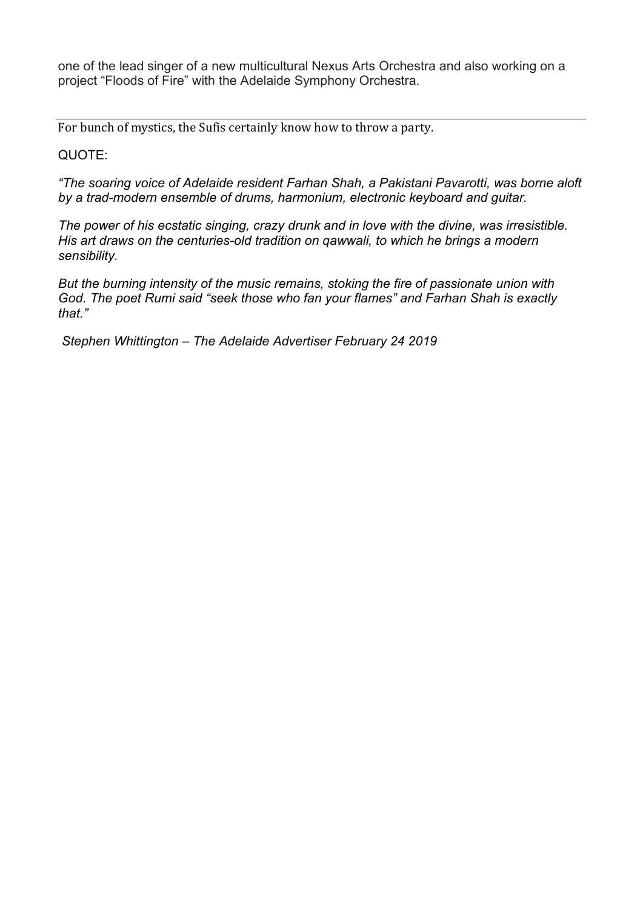one of the lead singer of a new multicultural Nexus Arts Orchestra and also working on a project "Floods of Fire" with the Adelaide Symphony Orchestra.

---

For bunch of mystics, the Sufis certainly know how to throw a party.

QUOTE:

*"The soaring voice of Adelaide resident Farhan Shah, a Pakistani Pavarotti, was borne aloft by a trad-modern ensemble of drums, harmonium, electronic keyboard and guitar.*

*The power of his ecstatic singing, crazy drunk and in love with the divine, was irresistible. His art draws on the centuries-old tradition on qawwali, to which he brings a modern sensibility.*

*But the burning intensity of the music remains, stoking the fire of passionate union with God. The poet Rumi said "seek those who fan your flames" and Farhan Shah is exactly that."*

*Stephen Whittington – The Adelaide Advertiser February 24 2019*